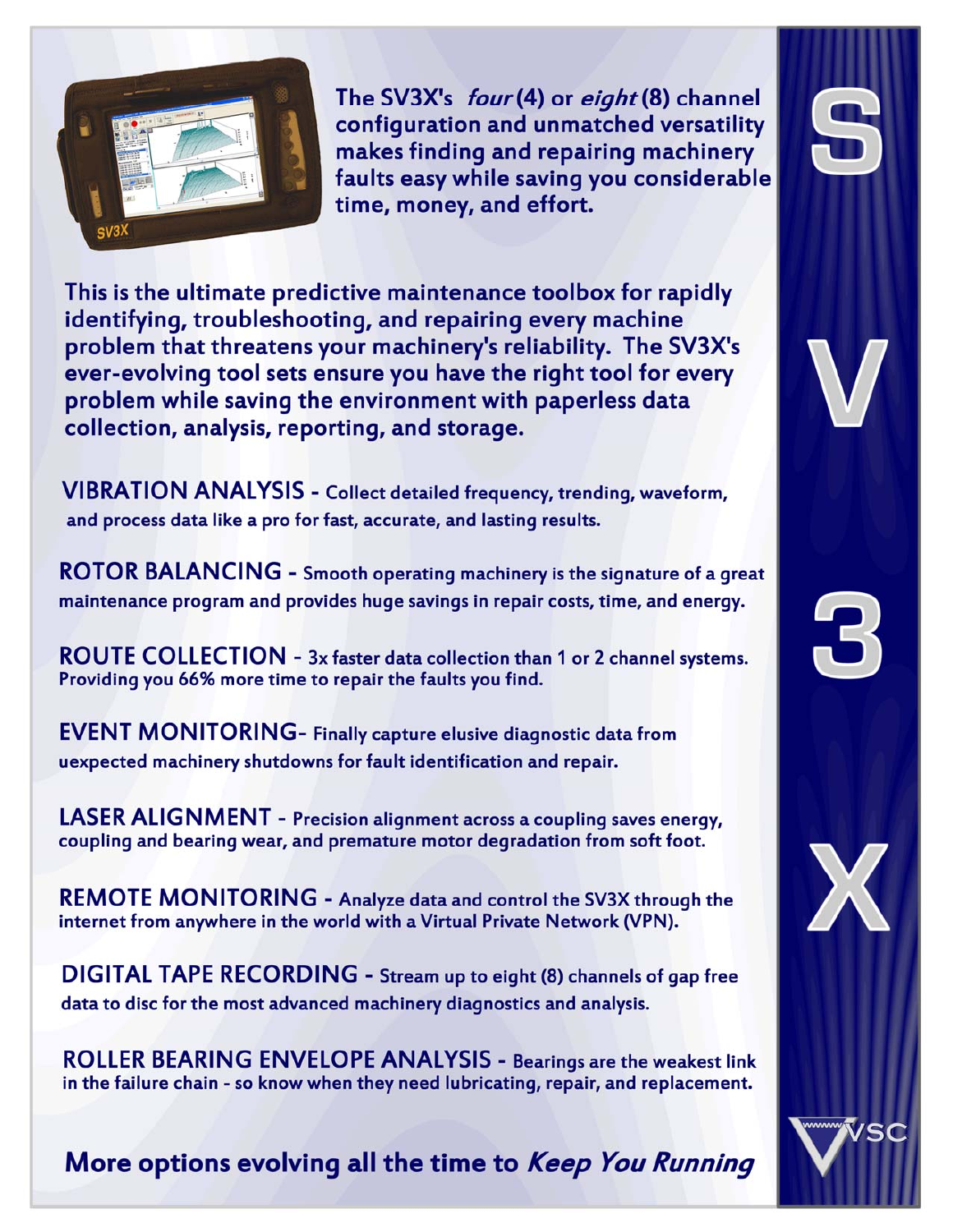The SV3X's *four* (4) or *eight* (8) channel configuration and unmatched versatility makes finding and repairing machinery faults easy while saving you considerable time, money, and effort.

**This is the ultimate predictive maintenance toolbox for rapidly identifying, troubleshooting, and repairing every machine problem that threatens your machinery's reliability. The SV3X's ever-evolving tool sets ensure you have the right tool for every problem while saving the environment with paperless data collection, analysis, reporting, and storage.**

**VIBRATION ANALYSIS** - Collect detailed frequency, trending, waveform, and process data like a pro for fast, accurate, and lasting results.

**ROTOR BALANCING** - Smooth operating machinery is the signature of a great maintenance program and provides huge savings in repair costs, time, and energy.

**ROUTE COLLECTION** - 3x faster data collection than 1 or 2 channel systems. Providing you 66% more time to repair the faults you find.

**EVENT MONITORING** - Finally capture elusive diagnostic data from uexpected machinery shutdowns for fault identification and repair.

**LASER ALIGNMENT** - Precision alignment across a coupling saves energy, coupling and bearing wear, and premature motor degradation from soft foot.

**REMOTE MONITORING** - Analyze data and control the SV3X through the internet from anywhere in the world with a Virtual Private Network (VPN).

**DIGITAL TAPE RECORDING** - Stream up to eight (8) channels of gap free data to disc for the most advanced machinery diagnostics and analysis.

**ROLLER BEARING ENVELOPE ANALYSIS** - Bearings are the weakest link in the failure chain - so know when they need lubricating, repair, and replacement.

## More options evolving all the time to *Keep You Running*

SV3X

VSC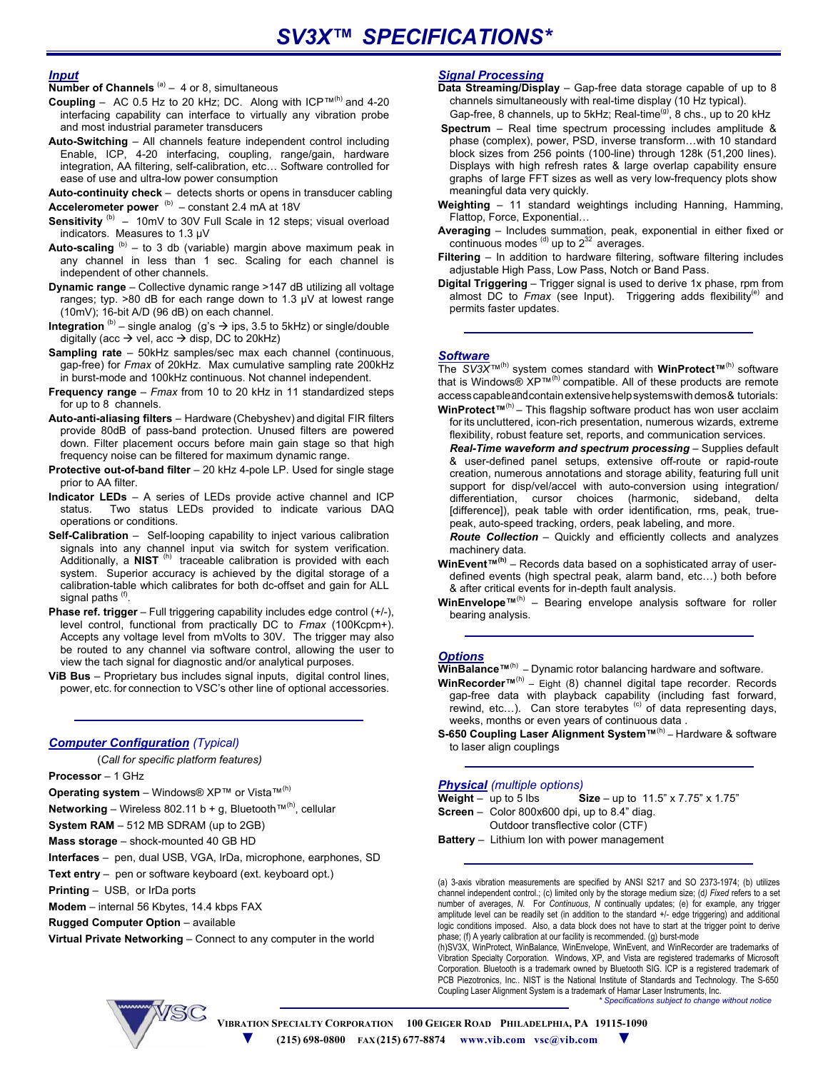# SV3X™ SPECIFICATIONS*

## Input

**Number of Channels** [a] – 4 or 8, simultaneous

**Coupling** – AC 0.5 Hz to 20 kHz; DC. Along with ICP™[h] and 4-20 interfacing capability can interface to virtually any vibration probe and most industrial parameter transducers

**Auto-Switching** – All channels feature independent control including Enable, ICP, 4-20 interfacing, coupling, range/gain, hardware integration, AA filtering, self-calibration, etc… Software controlled for ease of use and ultra-low power consumption

**Auto-continuity check** – detects shorts or opens in transducer cabling

**Accelerometer power** [b] – constant 2.4 mA at 18V

**Sensitivity** [b] – 10mV to 30V Full Scale in 12 steps; visual overload indicators. Measures to 1.3 µV

**Auto-scaling** [b] – to 3 db (variable) margin above maximum peak in any channel in less than 1 sec. Scaling for each channel is independent of other channels.

**Dynamic range** – Collective dynamic range >147 dB utilizing all voltage ranges; typ. >80 dB for each range down to 1.3 µV at lowest range (10mV); 16-bit A/D (96 dB) on each channel.

**Integration** [b] – single analog (g's → ips, 3.5 to 5kHz) or single/double digitally (acc → vel, acc → disp, DC to 20kHz)

**Sampling rate** – 50kHz samples/sec max each channel (continuous, gap-free) for *Fmax* of 20kHz. Max cumulative sampling rate 200kHz in burst-mode and 100kHz continuous. Not channel independent.

**Frequency range** – *Fmax* from 10 to 20 kHz in 11 standardized steps for up to 8 channels.

**Auto-anti-aliasing filters** – Hardware (Chebyshev) and digital FIR filters provide 80dB of pass-band protection. Unused filters are powered down. Filter placement occurs before main gain stage so that high frequency noise can be filtered for maximum dynamic range.

**Protective out-of-band filter** – 20 kHz 4-pole LP. Used for single stage prior to AA filter.

**Indicator LEDs** – A series of LEDs provide active channel and ICP status. Two status LEDs provided to indicate various DAQ operations or conditions.

**Self-Calibration** – Self-looping capability to inject various calibration signals into any channel input via switch for system verification. Additionally, a **NIST** [h] traceable calibration is provided with each system. Superior accuracy is achieved by the digital storage of a calibration-table which calibrates for both dc-offset and gain for ALL signal paths [f].

**Phase ref. trigger** – Full triggering capability includes edge control (+/-), level control, functional from practically DC to *Fmax* (100Kcpm+). Accepts any voltage level from mVolts to 30V. The trigger may also be routed to any channel via software control, allowing the user to view the tach signal for diagnostic and/or analytical purposes.

**ViB Bus** – Proprietary bus includes signal inputs, digital control lines, power, etc. for connection to VSC's other line of optional accessories.

## Computer Configuration *(Typical)*

(*Call for specific platform features)*

**Processor** – 1 GHz

**Operating system** – Windows® XP™ or Vista™[h]

**Networking** – Wireless 802.11 b + g, Bluetooth™[h], cellular

**System RAM** – 512 MB SDRAM (up to 2GB)

**Mass storage** – shock-mounted 40 GB HD

**Interfaces** – pen, dual USB, VGA, IrDa, microphone, earphones, SD

**Text entry** – pen or software keyboard (ext. keyboard opt.)

**Printing** – USB, or IrDa ports

**Modem** – internal 56 Kbytes, 14.4 kbps FAX

**Rugged Computer Option** – available

**Virtual Private Networking** – Connect to any computer in the world

## Signal Processing

**Data Streaming/Display** – Gap-free data storage capable of up to 8 channels simultaneously with real-time display (10 Hz typical). Gap-free, 8 channels, up to 5kHz; Real-time[g], 8 chs., up to 20 kHz

**Spectrum** – Real time spectrum processing includes amplitude & phase (complex), power, PSD, inverse transform…with 10 standard block sizes from 256 points (100-line) through 128k (51,200 lines). Displays with high refresh rates & large overlap capability ensure graphs of large FFT sizes as well as very low-frequency plots show meaningful data very quickly.

**Weighting** – 11 standard weightings including Hanning, Hamming, Flattop, Force, Exponential…

**Averaging** – Includes summation, peak, exponential in either fixed or continuous modes [d] up to $2^{32}$ averages.

**Filtering** – In addition to hardware filtering, software filtering includes adjustable High Pass, Low Pass, Notch or Band Pass.

**Digital Triggering** – Trigger signal is used to derive 1x phase, rpm from almost DC to *Fmax* (see Input). Triggering adds flexibility[e] and permits faster updates.

## Software

The *SV3X*™[h] system comes standard with **WinProtect™**[h] software that is Windows® XP™[h] compatible. All of these products are remote access capable and contain extensive help systems with demos & tutorials:

**WinProtect™**[h] – This flagship software product has won user acclaim for its uncluttered, icon-rich presentation, numerous wizards, extreme flexibility, robust feature set, reports, and communication services.

***Real-Time waveform and spectrum processing*** – Supplies default & user-defined panel setups, extensive off-route or rapid-route creation, numerous annotations and storage ability, featuring full unit support for disp/vel/accel with auto-conversion using integration/ differentiation, cursor choices (harmonic, sideband, delta [difference]), peak table with order identification, rms, peak, true-peak, auto-speed tracking, orders, peak labeling, and more.

***Route Collection*** – Quickly and efficiently collects and analyzes machinery data.

**WinEvent™**[h] – Records data based on a sophisticated array of user-defined events (high spectral peak, alarm band, etc…) both before & after critical events for in-depth fault analysis.

**WinEnvelope™**[h] – Bearing envelope analysis software for roller bearing analysis.

## Options

**WinBalance™**[h] – Dynamic rotor balancing hardware and software.

**WinRecorder™**[h] – Eight (8) channel digital tape recorder. Records gap-free data with playback capability (including fast forward, rewind, etc…). Can store terabytes [c] of data representing days, weeks, months or even years of continuous data .

**S-650 Coupling Laser Alignment System™**[h] – Hardware & software to laser align couplings

## Physical *(multiple options)*

**Weight** – up to 5 lbs **Size** – up to 11.5" x 7.75" x 1.75"

**Screen** – Color 800x600 dpi, up to 8.4" diag.
Outdoor transflective color (CTF)

**Battery** – Lithium Ion with power management

(a) 3-axis vibration measurements are specified by ANSI S217 and SO 2373-1974; (b) utilizes channel independent control.; (c) limited only by the storage medium size; (d) *Fixed* refers to a set number of averages, *N*. For *Continuous*, *N* continually updates; (e) for example, any trigger amplitude level can be readily set (in addition to the standard +/- edge triggering) and additional logic conditions imposed. Also, a data block does not have to start at the trigger point to derive phase; (f) A yearly calibration at our facility is recommended. (g) burst-mode

(h)SV3X, WinProtect, WinBalance, WinEnvelope, WinEvent, and WinRecorder are trademarks of Vibration Specialty Corporation. Windows, XP, and Vista are registered trademarks of Microsoft Corporation. Bluetooth is a trademark owned by Bluetooth SIG. ICP is a registered trademark of PCB Piezotronics, Inc.. NIST is the National Institute of Standards and Technology. The S-650 Coupling Laser Alignment System is a trademark of Hamar Laser Instruments, Inc.

*\* Specifications subject to change without notice*

VIBRATION SPECIALTY CORPORATION 100 GEIGER ROAD PHILADELPHIA, PA 19115-1090
(215) 698-0800 FAX (215) 677-8874 www.vib.com vsc@vib.com